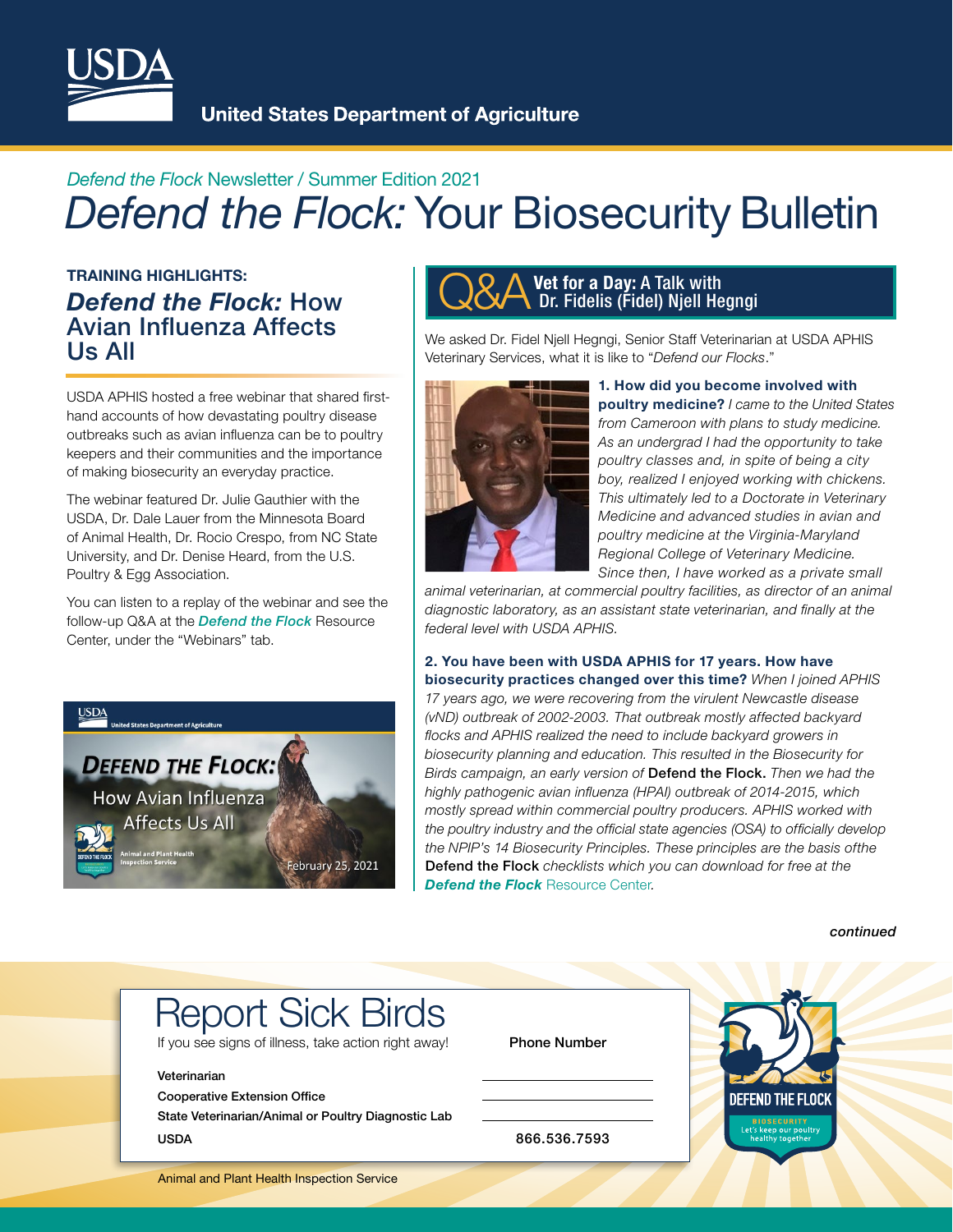United States Department of Agriculture

*Defend the Flock* Newsletter / Summer Edition 2021

# *Defend the Flock:* Your Biosecurity Bulletin

**TRAINING HIGHLIGHTS:**

## *Defend the Flock:* How Avian Influenza Affects Us All

USDA APHIS hosted a free webinar that shared first-hand accounts of how devastating poultry disease outbreaks such as avian influenza can be to poultry keepers and their communities and the importance of making biosecurity an everyday practice.

The webinar featured Dr. Julie Gauthier with the USDA, Dr. Dale Lauer from the Minnesota Board of Animal Health, Dr. Rocio Crespo, from NC State University, and Dr. Denise Heard, from the U.S. Poultry & Egg Association.

You can listen to a replay of the webinar and see the follow-up Q&A at the ***Defend the Flock*** Resource Center, under the "Webinars" tab.

## Q&A Vet for a Day: A Talk with Dr. Fidelis (Fidel) Njell Hegngi

We asked Dr. Fidel Njell Hegngi, Senior Staff Veterinarian at USDA APHIS Veterinary Services, what it is like to "*Defend our Flocks*."

**1. How did you become involved with poultry medicine?** *I came to the United States from Cameroon with plans to study medicine. As an undergrad I had the opportunity to take poultry classes and, in spite of being a city boy, realized I enjoyed working with chickens. This ultimately led to a Doctorate in Veterinary Medicine and advanced studies in avian and poultry medicine at the Virginia-Maryland Regional College of Veterinary Medicine. Since then, I have worked as a private small animal veterinarian, at commercial poultry facilities, as director of an animal diagnostic laboratory, as an assistant state veterinarian, and finally at the federal level with USDA APHIS.*

**2. You have been with USDA APHIS for 17 years. How have biosecurity practices changed over this time?** *When I joined APHIS 17 years ago, we were recovering from the virulent Newcastle disease (vND) outbreak of 2002-2003. That outbreak mostly affected backyard flocks and APHIS realized the need to include backyard growers in biosecurity planning and education. This resulted in the Biosecurity for Birds campaign, an early version of* Defend the Flock. *Then we had the highly pathogenic avian influenza (HPAI) outbreak of 2014-2015, which mostly spread within commercial poultry producers. APHIS worked with the poultry industry and the official state agencies (OSA) to officially develop the NPIP's 14 Biosecurity Principles. These principles are the basis ofthe* Defend the Flock *checklists which you can download for free at the* ***Defend the Flock*** *Resource Center.*

*continued*

## Report Sick Birds

If you see signs of illness, take action right away!

| | Phone Number |
|---|---|
| Veterinarian | |
| Cooperative Extension Office | |
| State Veterinarian/Animal or Poultry Diagnostic Lab | |
| USDA | 866.536.7593 |

Animal and Plant Health Inspection Service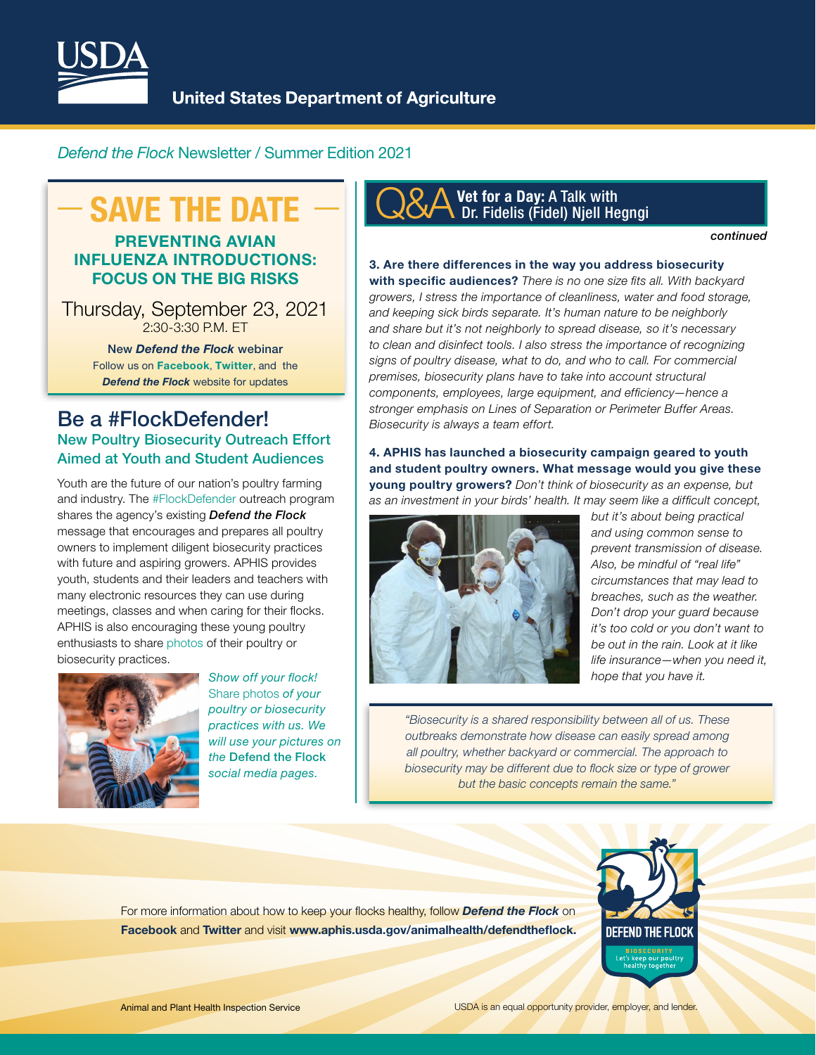# United States Department of Agriculture

*Defend the Flock* Newsletter / Summer Edition 2021

## — SAVE THE DATE —

### PREVENTING AVIAN INFLUENZA INTRODUCTIONS: FOCUS ON THE BIG RISKS

Thursday, September 23, 2021
2:30-3:30 P.M. ET

New ***Defend the Flock*** webinar
Follow us on **Facebook**, **Twitter**, and the ***Defend the Flock*** website for updates

## Be a #FlockDefender!

### New Poultry Biosecurity Outreach Effort Aimed at Youth and Student Audiences

Youth are the future of our nation's poultry farming and industry. The #FlockDefender outreach program shares the agency's existing ***Defend the Flock*** message that encourages and prepares all poultry owners to implement diligent biosecurity practices with future and aspiring growers. APHIS provides youth, students and their leaders and teachers with many electronic resources they can use during meetings, classes and when caring for their flocks. APHIS is also encouraging these young poultry enthusiasts to share photos of their poultry or biosecurity practices.

*Show off your flock! Share photos of your poultry or biosecurity practices with us. We will use your pictures on the* Defend the Flock *social media pages.*

## Q&A Vet for a Day: A Talk with Dr. Fidelis (Fidel) Njell Hegngi

*continued*

**3. Are there differences in the way you address biosecurity with specific audiences?** *There is no one size fits all. With backyard growers, I stress the importance of cleanliness, water and food storage, and keeping sick birds separate. It's human nature to be neighborly and share but it's not neighborly to spread disease, so it's necessary to clean and disinfect tools. I also stress the importance of recognizing signs of poultry disease, what to do, and who to call. For commercial premises, biosecurity plans have to take into account structural components, employees, large equipment, and efficiency—hence a stronger emphasis on Lines of Separation or Perimeter Buffer Areas. Biosecurity is always a team effort.*

**4. APHIS has launched a biosecurity campaign geared to youth and student poultry owners. What message would you give these young poultry growers?** *Don't think of biosecurity as an expense, but as an investment in your birds' health. It may seem like a difficult concept, but it's about being practical and using common sense to prevent transmission of disease. Also, be mindful of "real life" circumstances that may lead to breaches, such as the weather. Don't drop your guard because it's too cold or you don't want to be out in the rain. Look at it like life insurance—when you need it, hope that you have it.*

> *"Biosecurity is a shared responsibility between all of us. These outbreaks demonstrate how disease can easily spread among all poultry, whether backyard or commercial. The approach to biosecurity may be different due to flock size or type of grower but the basic concepts remain the same."*

For more information about how to keep your flocks healthy, follow ***Defend the Flock*** on **Facebook** and **Twitter** and visit **www.aphis.usda.gov/animalhealth/defendtheflock.**

DEFEND THE FLOCK
BIOSECURITY
Let's keep our poultry healthy together

Animal and Plant Health Inspection Service

USDA is an equal opportunity provider, employer, and lender.